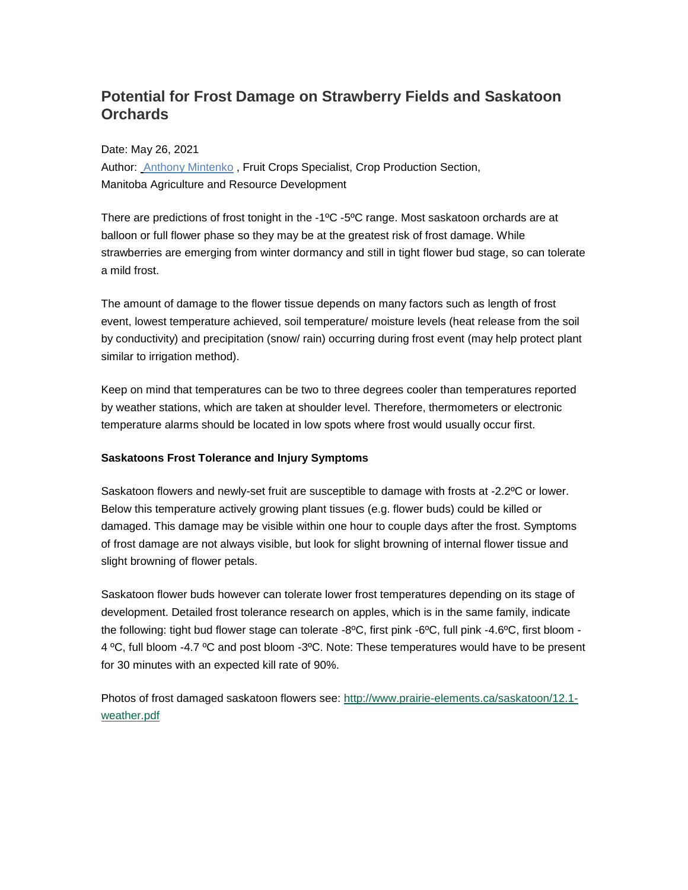## Potential for Frost Damage on Strawberry Fields and Saskatoon Orchards

Date: May 26, 2021

Author: Anthony Mintenko , Fruit Crops Specialist, Crop Production Section, Manitoba Agriculture and Resource Development

There are predictions of frost tonight in the -1ºC -5ºC range. Most saskatoon orchards are at balloon or full flower phase so they may be at the greatest risk of frost damage. While strawberries are emerging from winter dormancy and still in tight flower bud stage, so can tolerate a mild frost.

The amount of damage to the flower tissue depends on many factors such as length of frost event, lowest temperature achieved, soil temperature/ moisture levels (heat release from the soil by conductivity) and precipitation (snow/ rain) occurring during frost event (may help protect plant similar to irrigation method).

Keep on mind that temperatures can be two to three degrees cooler than temperatures reported by weather stations, which are taken at shoulder level. Therefore, thermometers or electronic temperature alarms should be located in low spots where frost would usually occur first.

**Saskatoons Frost Tolerance and Injury Symptoms**

Saskatoon flowers and newly-set fruit are susceptible to damage with frosts at -2.2ºC or lower. Below this temperature actively growing plant tissues (e.g. flower buds) could be killed or damaged. This damage may be visible within one hour to couple days after the frost. Symptoms of frost damage are not always visible, but look for slight browning of internal flower tissue and slight browning of flower petals.

Saskatoon flower buds however can tolerate lower frost temperatures depending on its stage of development. Detailed frost tolerance research on apples, which is in the same family, indicate the following: tight bud flower stage can tolerate -8ºC, first pink -6ºC, full pink -4.6ºC, first bloom -4 ºC, full bloom -4.7 ºC and post bloom -3ºC. Note: These temperatures would have to be present for 30 minutes with an expected kill rate of 90%.

Photos of frost damaged saskatoon flowers see: http://www.prairie-elements.ca/saskatoon/12.1-weather.pdf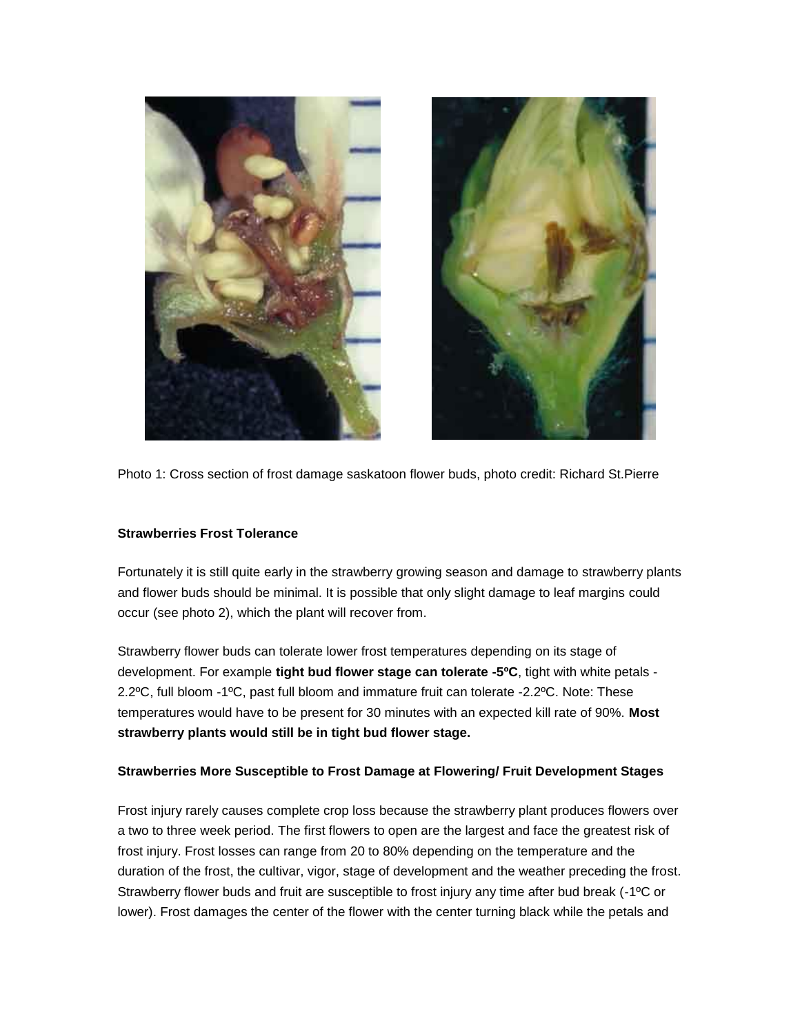Photo 1: Cross section of frost damage saskatoon flower buds, photo credit: Richard St.Pierre

**Strawberries Frost Tolerance**

Fortunately it is still quite early in the strawberry growing season and damage to strawberry plants and flower buds should be minimal. It is possible that only slight damage to leaf margins could occur (see photo 2), which the plant will recover from.

Strawberry flower buds can tolerate lower frost temperatures depending on its stage of development. For example **tight bud flower stage can tolerate -5ºC**, tight with white petals -2.2ºC, full bloom -1ºC, past full bloom and immature fruit can tolerate -2.2ºC. Note: These temperatures would have to be present for 30 minutes with an expected kill rate of 90%. **Most strawberry plants would still be in tight bud flower stage.**

**Strawberries More Susceptible to Frost Damage at Flowering/ Fruit Development Stages**

Frost injury rarely causes complete crop loss because the strawberry plant produces flowers over a two to three week period. The first flowers to open are the largest and face the greatest risk of frost injury. Frost losses can range from 20 to 80% depending on the temperature and the duration of the frost, the cultivar, vigor, stage of development and the weather preceding the frost. Strawberry flower buds and fruit are susceptible to frost injury any time after bud break (-1ºC or lower). Frost damages the center of the flower with the center turning black while the petals and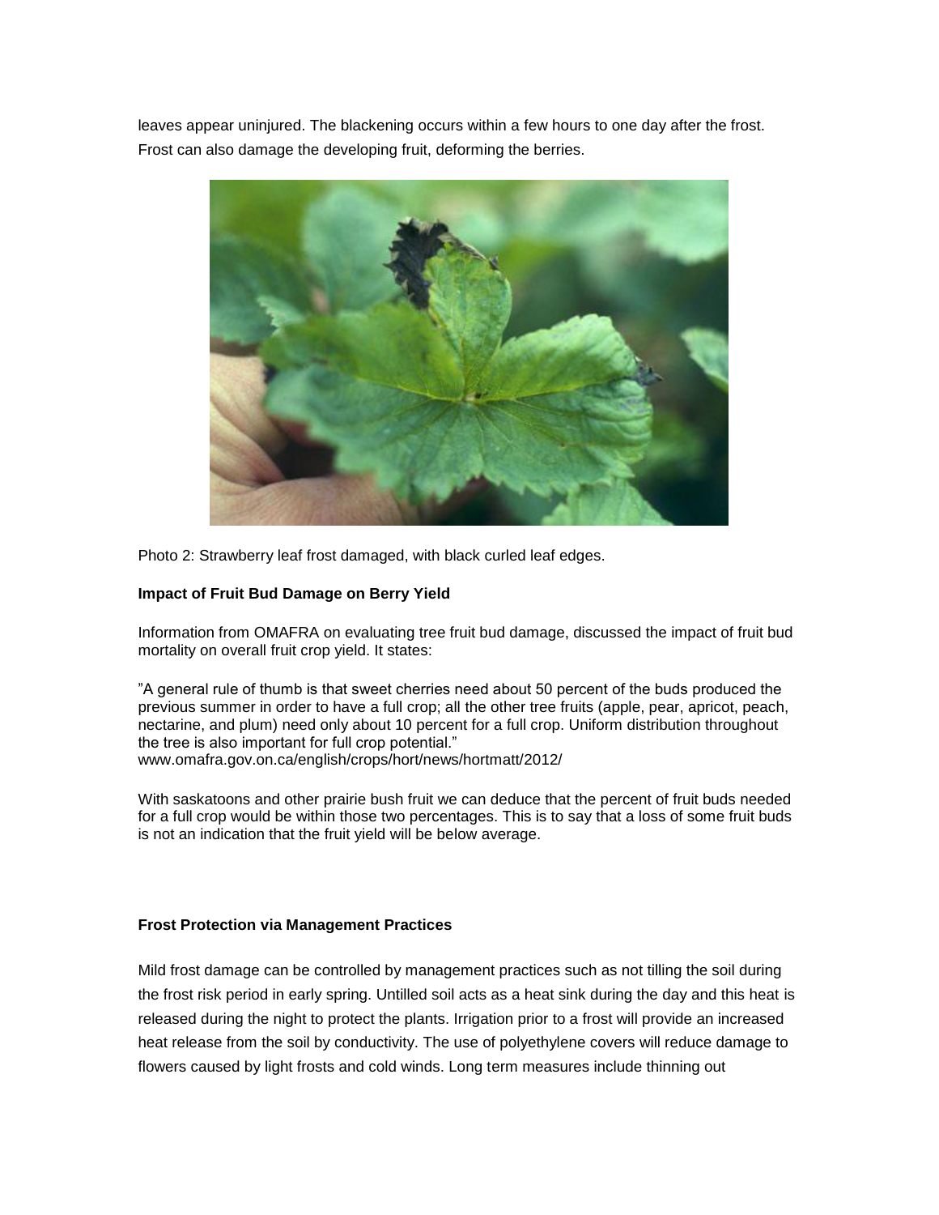leaves appear uninjured. The blackening occurs within a few hours to one day after the frost. Frost can also damage the developing fruit, deforming the berries.

Photo 2: Strawberry leaf frost damaged, with black curled leaf edges.

**Impact of Fruit Bud Damage on Berry Yield**

Information from OMAFRA on evaluating tree fruit bud damage, discussed the impact of fruit bud mortality on overall fruit crop yield. It states:

"A general rule of thumb is that sweet cherries need about 50 percent of the buds produced the previous summer in order to have a full crop; all the other tree fruits (apple, pear, apricot, peach, nectarine, and plum) need only about 10 percent for a full crop. Uniform distribution throughout the tree is also important for full crop potential."
www.omafra.gov.on.ca/english/crops/hort/news/hortmatt/2012/

With saskatoons and other prairie bush fruit we can deduce that the percent of fruit buds needed for a full crop would be within those two percentages. This is to say that a loss of some fruit buds is not an indication that the fruit yield will be below average.

**Frost Protection via Management Practices**

Mild frost damage can be controlled by management practices such as not tilling the soil during the frost risk period in early spring. Untilled soil acts as a heat sink during the day and this heat is released during the night to protect the plants. Irrigation prior to a frost will provide an increased heat release from the soil by conductivity. The use of polyethylene covers will reduce damage to flowers caused by light frosts and cold winds. Long term measures include thinning out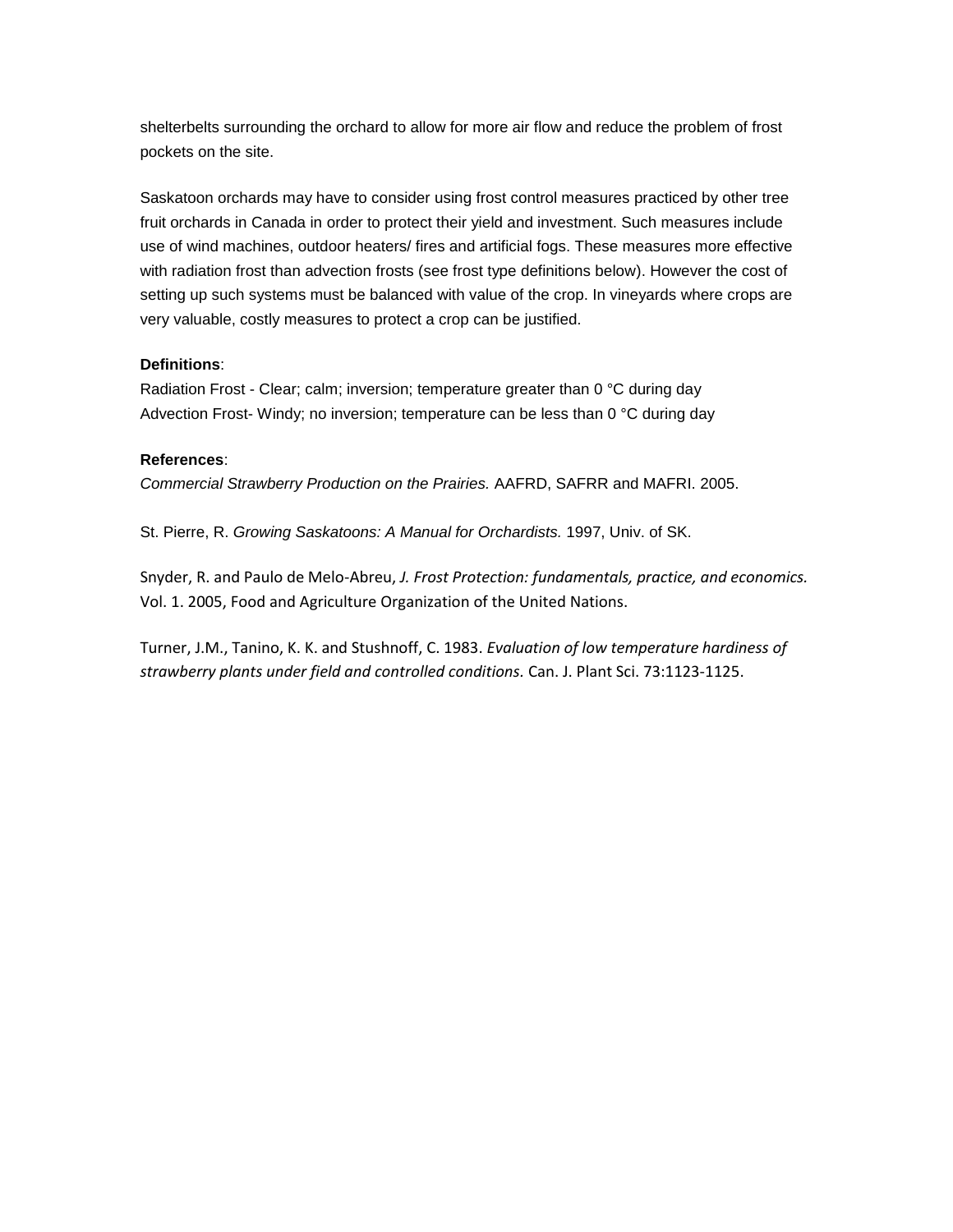shelterbelts surrounding the orchard to allow for more air flow and reduce the problem of frost pockets on the site.

Saskatoon orchards may have to consider using frost control measures practiced by other tree fruit orchards in Canada in order to protect their yield and investment. Such measures include use of wind machines, outdoor heaters/ fires and artificial fogs. These measures more effective with radiation frost than advection frosts (see frost type definitions below). However the cost of setting up such systems must be balanced with value of the crop. In vineyards where crops are very valuable, costly measures to protect a crop can be justified.

**Definitions**:

Radiation Frost - Clear; calm; inversion; temperature greater than 0 °C during day
Advection Frost- Windy; no inversion; temperature can be less than 0 °C during day

**References**:

*Commercial Strawberry Production on the Prairies.* AAFRD, SAFRR and MAFRI. 2005.

St. Pierre, R. *Growing Saskatoons: A Manual for Orchardists.* 1997, Univ. of SK.

Snyder, R. and Paulo de Melo-Abreu, *J. Frost Protection: fundamentals, practice, and economics.* Vol. 1. 2005, Food and Agriculture Organization of the United Nations.

Turner, J.M., Tanino, K. K. and Stushnoff, C. 1983. *Evaluation of low temperature hardiness of strawberry plants under field and controlled conditions.* Can. J. Plant Sci. 73:1123-1125.